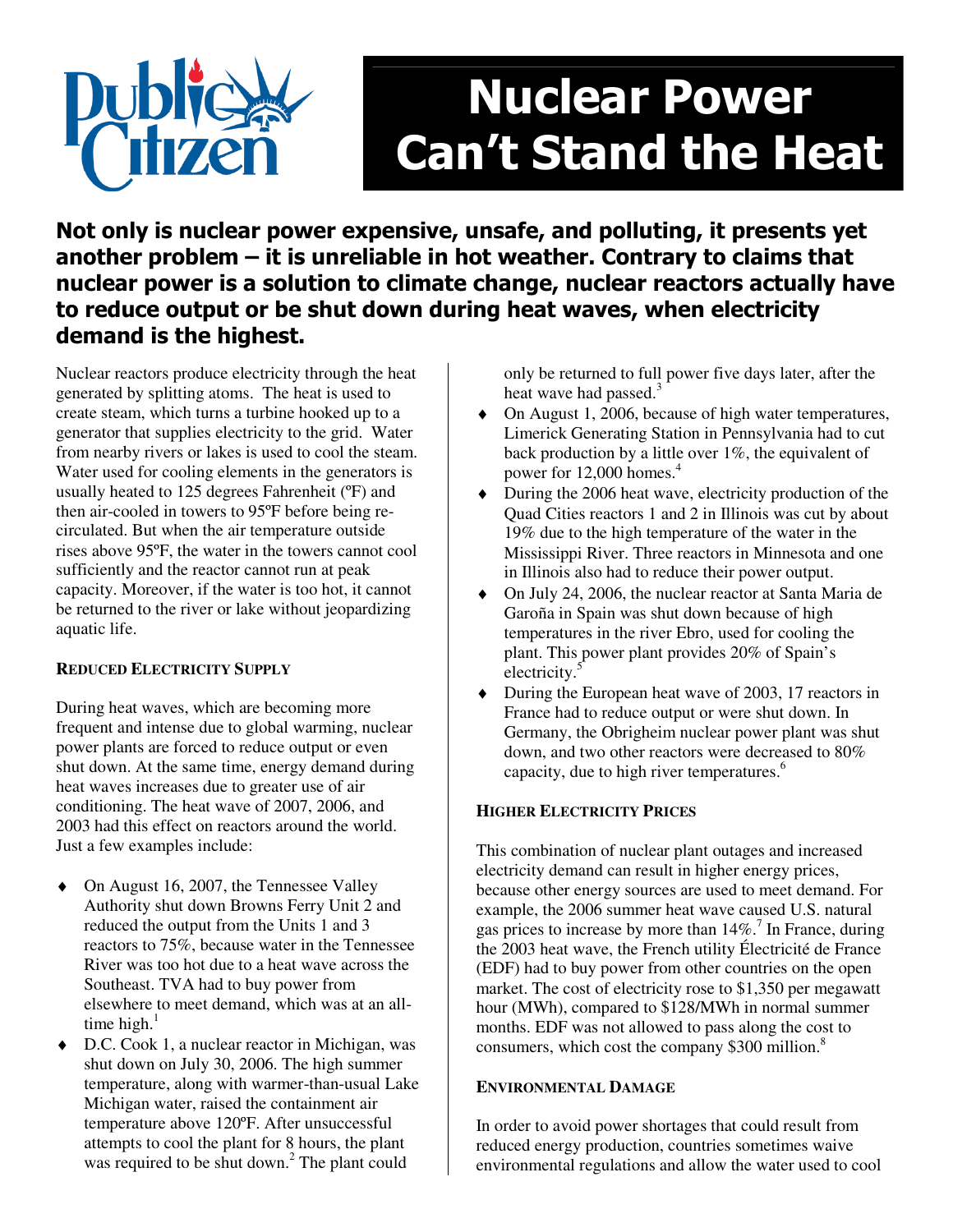Public Citizen

# Nuclear Power Can't Stand the Heat

**Not only is nuclear power expensive, unsafe, and polluting, it presents yet another problem – it is unreliable in hot weather. Contrary to claims that nuclear power is a solution to climate change, nuclear reactors actually have to reduce output or be shut down during heat waves, when electricity demand is the highest.**

Nuclear reactors produce electricity through the heat generated by splitting atoms. The heat is used to create steam, which turns a turbine hooked up to a generator that supplies electricity to the grid. Water from nearby rivers or lakes is used to cool the steam. Water used for cooling elements in the generators is usually heated to 125 degrees Fahrenheit (ºF) and then air-cooled in towers to 95ºF before being re-circulated. But when the air temperature outside rises above 95ºF, the water in the towers cannot cool sufficiently and the reactor cannot run at peak capacity. Moreover, if the water is too hot, it cannot be returned to the river or lake without jeopardizing aquatic life.

## Reduced Electricity Supply

During heat waves, which are becoming more frequent and intense due to global warming, nuclear power plants are forced to reduce output or even shut down. At the same time, energy demand during heat waves increases due to greater use of air conditioning. The heat wave of 2007, 2006, and 2003 had this effect on reactors around the world. Just a few examples include:

- On August 16, 2007, the Tennessee Valley Authority shut down Browns Ferry Unit 2 and reduced the output from the Units 1 and 3 reactors to 75%, because water in the Tennessee River was too hot due to a heat wave across the Southeast. TVA had to buy power from elsewhere to meet demand, which was at an all-time high.[1]
- D.C. Cook 1, a nuclear reactor in Michigan, was shut down on July 30, 2006. The high summer temperature, along with warmer-than-usual Lake Michigan water, raised the containment air temperature above 120ºF. After unsuccessful attempts to cool the plant for 8 hours, the plant was required to be shut down.[2] The plant could only be returned to full power five days later, after the heat wave had passed.[3]
- On August 1, 2006, because of high water temperatures, Limerick Generating Station in Pennsylvania had to cut back production by a little over 1%, the equivalent of power for 12,000 homes.[4]
- During the 2006 heat wave, electricity production of the Quad Cities reactors 1 and 2 in Illinois was cut by about 19% due to the high temperature of the water in the Mississippi River. Three reactors in Minnesota and one in Illinois also had to reduce their power output.
- On July 24, 2006, the nuclear reactor at Santa Maria de Garoña in Spain was shut down because of high temperatures in the river Ebro, used for cooling the plant. This power plant provides 20% of Spain's electricity.[5]
- During the European heat wave of 2003, 17 reactors in France had to reduce output or were shut down. In Germany, the Obrigheim nuclear power plant was shut down, and two other reactors were decreased to 80% capacity, due to high river temperatures.[6]

## Higher Electricity Prices

This combination of nuclear plant outages and increased electricity demand can result in higher energy prices, because other energy sources are used to meet demand. For example, the 2006 summer heat wave caused U.S. natural gas prices to increase by more than 14%.[7] In France, during the 2003 heat wave, the French utility Électricité de France (EDF) had to buy power from other countries on the open market. The cost of electricity rose to $1,350 per megawatt hour (MWh), compared to $128/MWh in normal summer months. EDF was not allowed to pass along the cost to consumers, which cost the company $300 million.[8]

## Environmental Damage

In order to avoid power shortages that could result from reduced energy production, countries sometimes waive environmental regulations and allow the water used to cool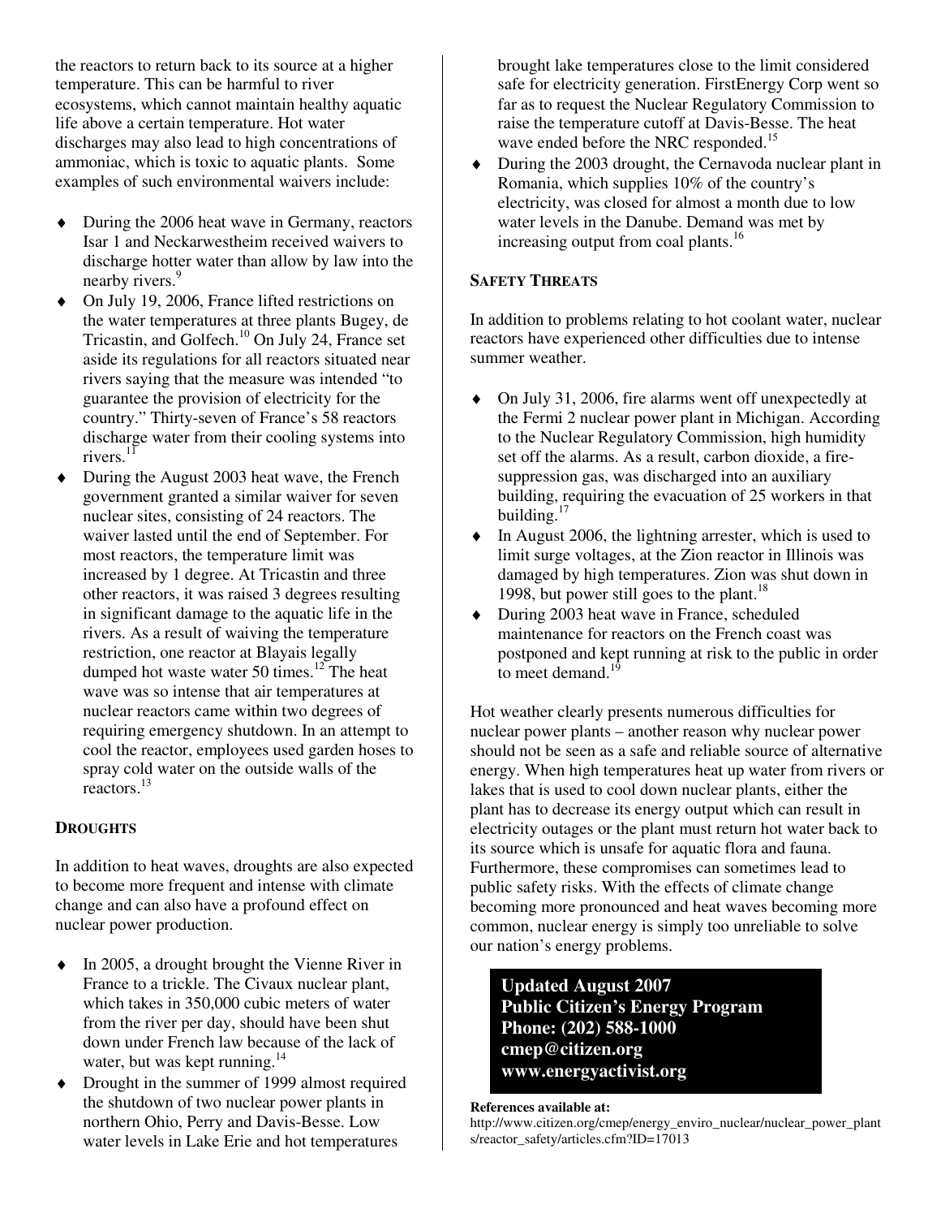the reactors to return back to its source at a higher temperature. This can be harmful to river ecosystems, which cannot maintain healthy aquatic life above a certain temperature. Hot water discharges may also lead to high concentrations of ammoniac, which is toxic to aquatic plants. Some examples of such environmental waivers include:

- During the 2006 heat wave in Germany, reactors Isar 1 and Neckarwestheim received waivers to discharge hotter water than allow by law into the nearby rivers.[9]
- On July 19, 2006, France lifted restrictions on the water temperatures at three plants Bugey, de Tricastin, and Golfech.[10] On July 24, France set aside its regulations for all reactors situated near rivers saying that the measure was intended "to guarantee the provision of electricity for the country." Thirty-seven of France's 58 reactors discharge water from their cooling systems into rivers.[11]
- During the August 2003 heat wave, the French government granted a similar waiver for seven nuclear sites, consisting of 24 reactors. The waiver lasted until the end of September. For most reactors, the temperature limit was increased by 1 degree. At Tricastin and three other reactors, it was raised 3 degrees resulting in significant damage to the aquatic life in the rivers. As a result of waiving the temperature restriction, one reactor at Blayais legally dumped hot waste water 50 times.[12] The heat wave was so intense that air temperatures at nuclear reactors came within two degrees of requiring emergency shutdown. In an attempt to cool the reactor, employees used garden hoses to spray cold water on the outside walls of the reactors.[13]

**DROUGHTS**

In addition to heat waves, droughts are also expected to become more frequent and intense with climate change and can also have a profound effect on nuclear power production.

- In 2005, a drought brought the Vienne River in France to a trickle. The Civaux nuclear plant, which takes in 350,000 cubic meters of water from the river per day, should have been shut down under French law because of the lack of water, but was kept running.[14]
- Drought in the summer of 1999 almost required the shutdown of two nuclear power plants in northern Ohio, Perry and Davis-Besse. Low water levels in Lake Erie and hot temperatures brought lake temperatures close to the limit considered safe for electricity generation. FirstEnergy Corp went so far as to request the Nuclear Regulatory Commission to raise the temperature cutoff at Davis-Besse. The heat wave ended before the NRC responded.[15]
- During the 2003 drought, the Cernavoda nuclear plant in Romania, which supplies 10% of the country's electricity, was closed for almost a month due to low water levels in the Danube. Demand was met by increasing output from coal plants.[16]

**SAFETY THREATS**

In addition to problems relating to hot coolant water, nuclear reactors have experienced other difficulties due to intense summer weather.

- On July 31, 2006, fire alarms went off unexpectedly at the Fermi 2 nuclear power plant in Michigan. According to the Nuclear Regulatory Commission, high humidity set off the alarms. As a result, carbon dioxide, a fire-suppression gas, was discharged into an auxiliary building, requiring the evacuation of 25 workers in that building.[17]
- In August 2006, the lightning arrester, which is used to limit surge voltages, at the Zion reactor in Illinois was damaged by high temperatures. Zion was shut down in 1998, but power still goes to the plant.[18]
- During 2003 heat wave in France, scheduled maintenance for reactors on the French coast was postponed and kept running at risk to the public in order to meet demand.[19]

Hot weather clearly presents numerous difficulties for nuclear power plants – another reason why nuclear power should not be seen as a safe and reliable source of alternative energy. When high temperatures heat up water from rivers or lakes that is used to cool down nuclear plants, either the plant has to decrease its energy output which can result in electricity outages or the plant must return hot water back to its source which is unsafe for aquatic flora and fauna. Furthermore, these compromises can sometimes lead to public safety risks. With the effects of climate change becoming more pronounced and heat waves becoming more common, nuclear energy is simply too unreliable to solve our nation's energy problems.

**Updated August 2007**
**Public Citizen's Energy Program**
**Phone: (202) 588-1000**
**cmep@citizen.org**
**www.energyactivist.org**

**References available at:**
http://www.citizen.org/cmep/energy_enviro_nuclear/nuclear_power_plants/reactor_safety/articles.cfm?ID=17013